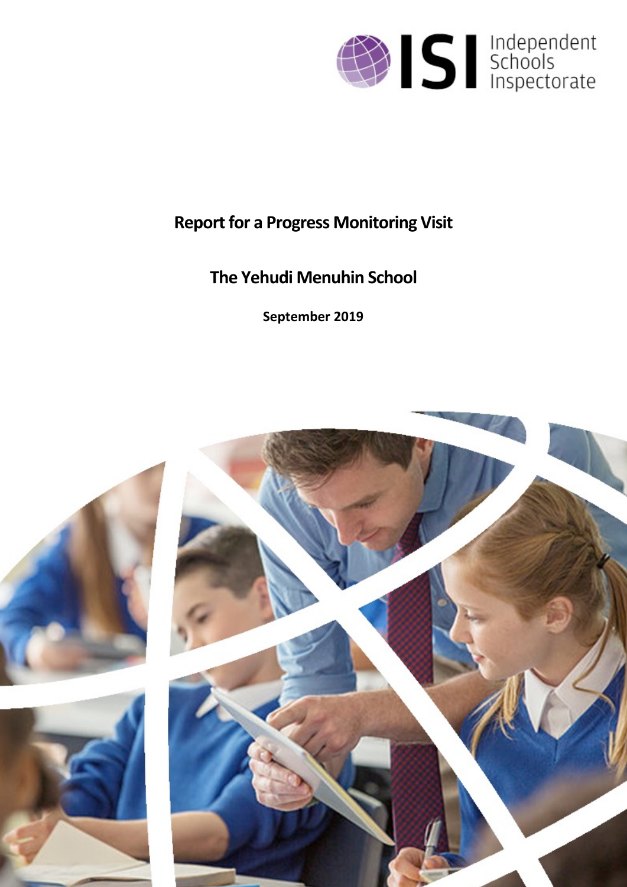ISI Independent Schools Inspectorate

# Report for a Progress Monitoring Visit

## The Yehudi Menuhin School

**September 2019**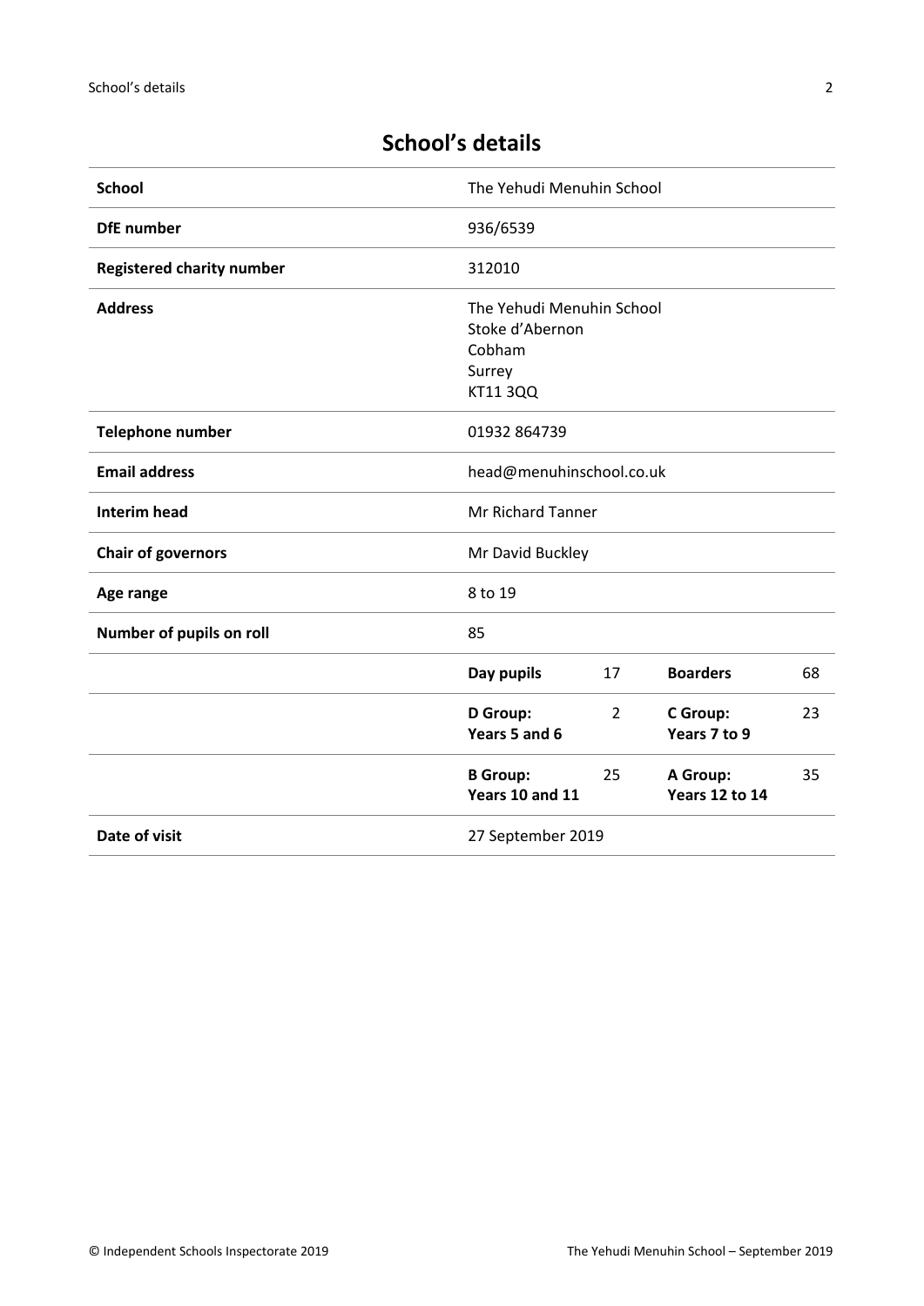## School's details

| School | The Yehudi Menuhin School | | | |
|---|---|---|---|---|
| **DfE number** | 936/6539 | | | |
| **Registered charity number** | 312010 | | | |
| **Address** | The Yehudi Menuhin School<br>Stoke d'Abernon<br>Cobham<br>Surrey<br>KT11 3QQ | | | |
| **Telephone number** | 01932 864739 | | | |
| **Email address** | head@menuhinschool.co.uk | | | |
| **Interim head** | Mr Richard Tanner | | | |
| **Chair of governors** | Mr David Buckley | | | |
| **Age range** | 8 to 19 | | | |
| **Number of pupils on roll** | 85 | | | |
| | **Day pupils** | 17 | **Boarders** | 68 |
| | **D Group: Years 5 and 6** | 2 | **C Group: Years 7 to 9** | 23 |
| | **B Group: Years 10 and 11** | 25 | **A Group: Years 12 to 14** | 35 |
| **Date of visit** | 27 September 2019 | | | |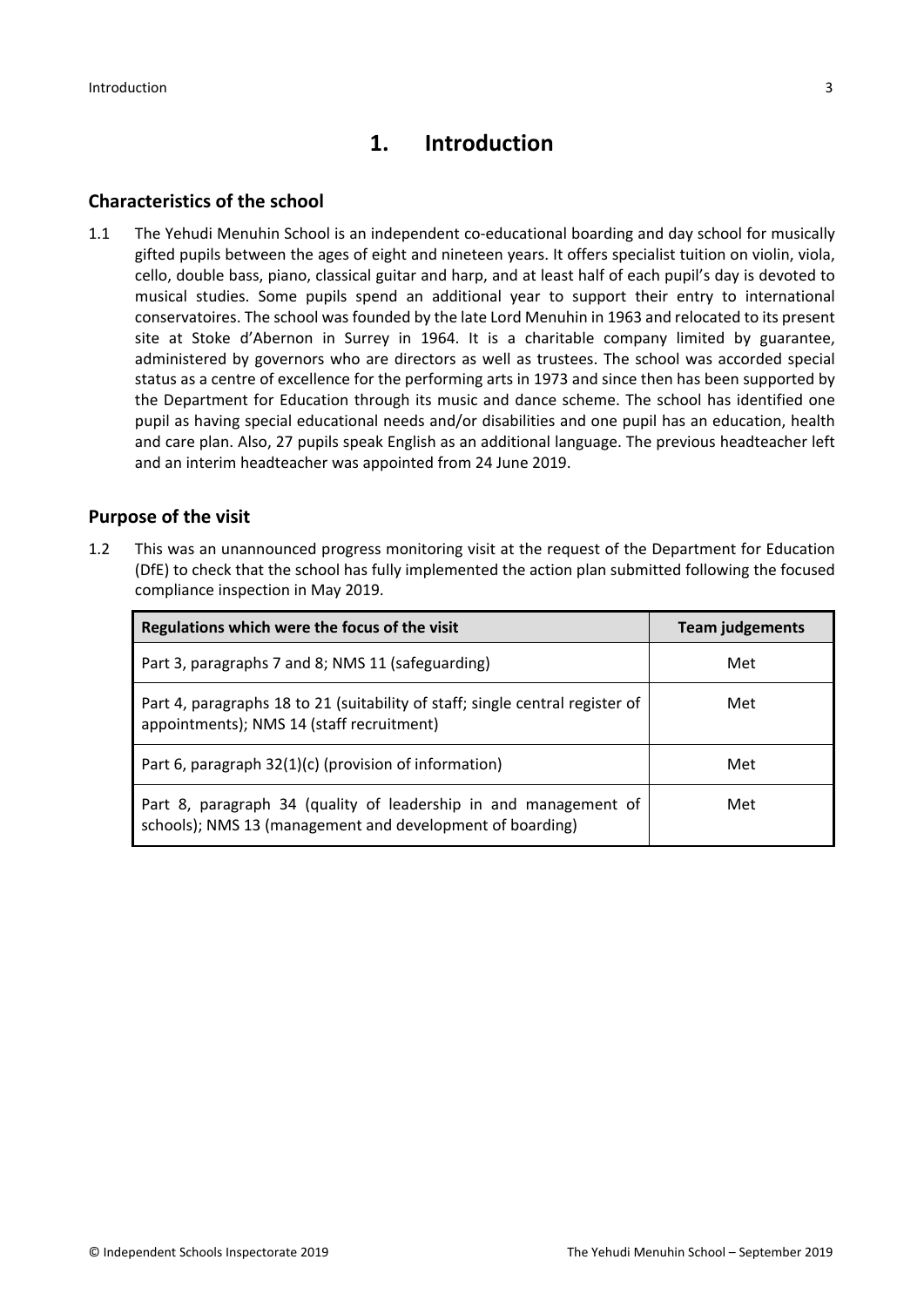# 1. Introduction

## Characteristics of the school

1.1 The Yehudi Menuhin School is an independent co-educational boarding and day school for musically gifted pupils between the ages of eight and nineteen years. It offers specialist tuition on violin, viola, cello, double bass, piano, classical guitar and harp, and at least half of each pupil's day is devoted to musical studies. Some pupils spend an additional year to support their entry to international conservatoires. The school was founded by the late Lord Menuhin in 1963 and relocated to its present site at Stoke d'Abernon in Surrey in 1964. It is a charitable company limited by guarantee, administered by governors who are directors as well as trustees. The school was accorded special status as a centre of excellence for the performing arts in 1973 and since then has been supported by the Department for Education through its music and dance scheme. The school has identified one pupil as having special educational needs and/or disabilities and one pupil has an education, health and care plan. Also, 27 pupils speak English as an additional language. The previous headteacher left and an interim headteacher was appointed from 24 June 2019.

## Purpose of the visit

1.2 This was an unannounced progress monitoring visit at the request of the Department for Education (DfE) to check that the school has fully implemented the action plan submitted following the focused compliance inspection in May 2019.

| Regulations which were the focus of the visit | Team judgements |
| --- | --- |
| Part 3, paragraphs 7 and 8; NMS 11 (safeguarding) | Met |
| Part 4, paragraphs 18 to 21 (suitability of staff; single central register of appointments); NMS 14 (staff recruitment) | Met |
| Part 6, paragraph 32(1)(c) (provision of information) | Met |
| Part 8, paragraph 34 (quality of leadership in and management of schools); NMS 13 (management and development of boarding) | Met |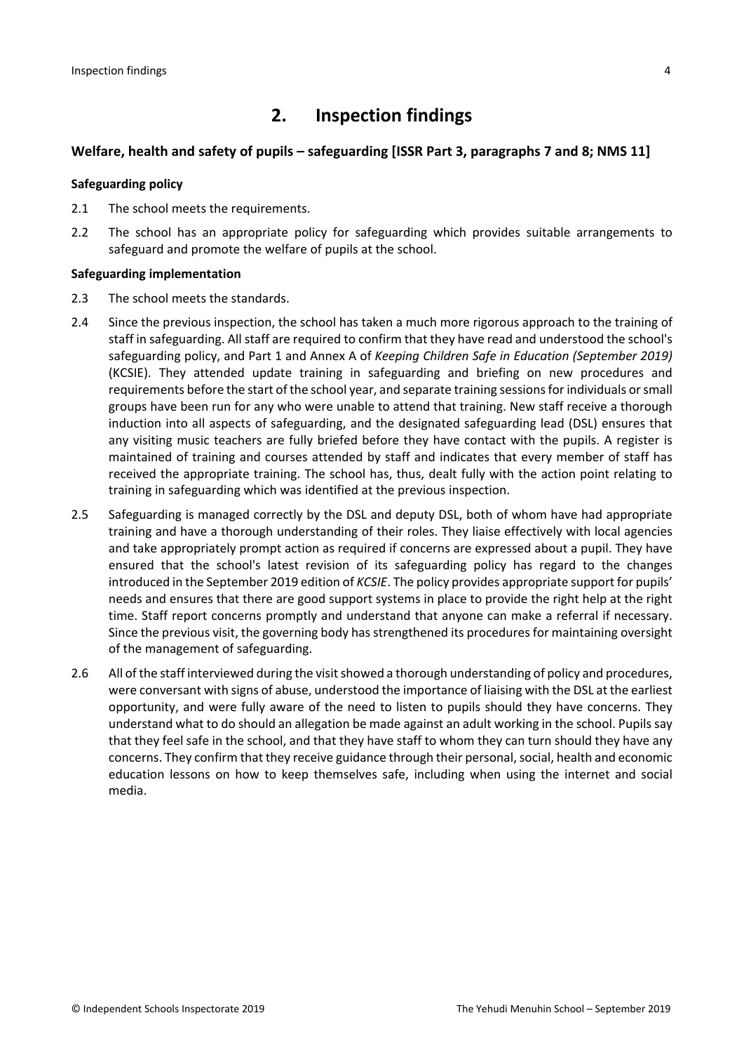# 2. Inspection findings

## Welfare, health and safety of pupils – safeguarding [ISSR Part 3, paragraphs 7 and 8; NMS 11]

### Safeguarding policy

2.1 The school meets the requirements.

2.2 The school has an appropriate policy for safeguarding which provides suitable arrangements to safeguard and promote the welfare of pupils at the school.

### Safeguarding implementation

2.3 The school meets the standards.

2.4 Since the previous inspection, the school has taken a much more rigorous approach to the training of staff in safeguarding. All staff are required to confirm that they have read and understood the school's safeguarding policy, and Part 1 and Annex A of *Keeping Children Safe in Education (September 2019)* (KCSIE). They attended update training in safeguarding and briefing on new procedures and requirements before the start of the school year, and separate training sessions for individuals or small groups have been run for any who were unable to attend that training. New staff receive a thorough induction into all aspects of safeguarding, and the designated safeguarding lead (DSL) ensures that any visiting music teachers are fully briefed before they have contact with the pupils. A register is maintained of training and courses attended by staff and indicates that every member of staff has received the appropriate training. The school has, thus, dealt fully with the action point relating to training in safeguarding which was identified at the previous inspection.

2.5 Safeguarding is managed correctly by the DSL and deputy DSL, both of whom have had appropriate training and have a thorough understanding of their roles. They liaise effectively with local agencies and take appropriately prompt action as required if concerns are expressed about a pupil. They have ensured that the school's latest revision of its safeguarding policy has regard to the changes introduced in the September 2019 edition of *KCSIE*. The policy provides appropriate support for pupils' needs and ensures that there are good support systems in place to provide the right help at the right time. Staff report concerns promptly and understand that anyone can make a referral if necessary. Since the previous visit, the governing body has strengthened its procedures for maintaining oversight of the management of safeguarding.

2.6 All of the staff interviewed during the visit showed a thorough understanding of policy and procedures, were conversant with signs of abuse, understood the importance of liaising with the DSL at the earliest opportunity, and were fully aware of the need to listen to pupils should they have concerns. They understand what to do should an allegation be made against an adult working in the school. Pupils say that they feel safe in the school, and that they have staff to whom they can turn should they have any concerns. They confirm that they receive guidance through their personal, social, health and economic education lessons on how to keep themselves safe, including when using the internet and social media.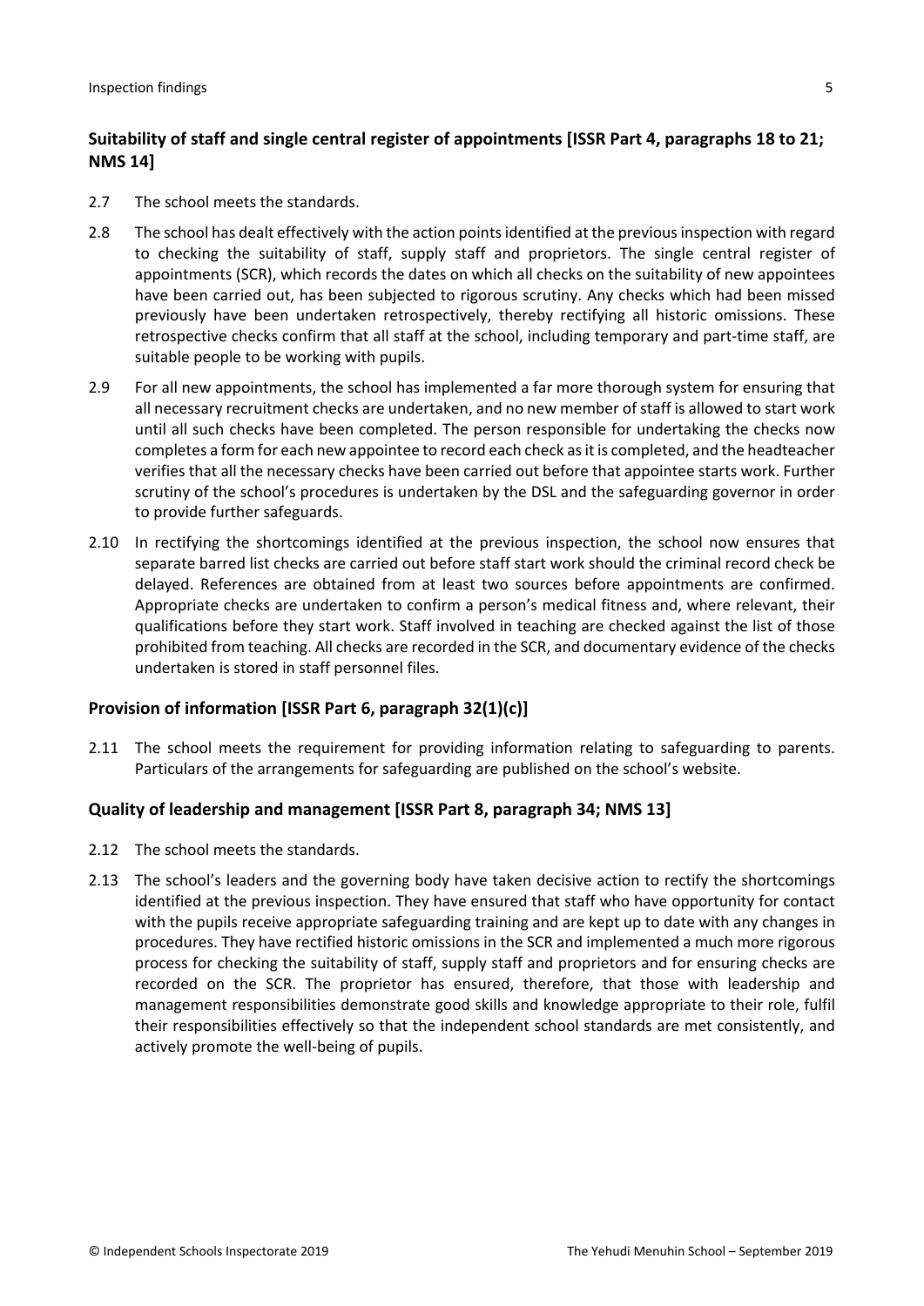### Suitability of staff and single central register of appointments [ISSR Part 4, paragraphs 18 to 21; NMS 14]

2.7 The school meets the standards.

2.8 The school has dealt effectively with the action points identified at the previous inspection with regard to checking the suitability of staff, supply staff and proprietors. The single central register of appointments (SCR), which records the dates on which all checks on the suitability of new appointees have been carried out, has been subjected to rigorous scrutiny. Any checks which had been missed previously have been undertaken retrospectively, thereby rectifying all historic omissions. These retrospective checks confirm that all staff at the school, including temporary and part-time staff, are suitable people to be working with pupils.

2.9 For all new appointments, the school has implemented a far more thorough system for ensuring that all necessary recruitment checks are undertaken, and no new member of staff is allowed to start work until all such checks have been completed. The person responsible for undertaking the checks now completes a form for each new appointee to record each check as it is completed, and the headteacher verifies that all the necessary checks have been carried out before that appointee starts work. Further scrutiny of the school's procedures is undertaken by the DSL and the safeguarding governor in order to provide further safeguards.

2.10 In rectifying the shortcomings identified at the previous inspection, the school now ensures that separate barred list checks are carried out before staff start work should the criminal record check be delayed. References are obtained from at least two sources before appointments are confirmed. Appropriate checks are undertaken to confirm a person's medical fitness and, where relevant, their qualifications before they start work. Staff involved in teaching are checked against the list of those prohibited from teaching. All checks are recorded in the SCR, and documentary evidence of the checks undertaken is stored in staff personnel files.

### Provision of information [ISSR Part 6, paragraph 32(1)(c)]

2.11 The school meets the requirement for providing information relating to safeguarding to parents. Particulars of the arrangements for safeguarding are published on the school's website.

### Quality of leadership and management [ISSR Part 8, paragraph 34; NMS 13]

2.12 The school meets the standards.

2.13 The school's leaders and the governing body have taken decisive action to rectify the shortcomings identified at the previous inspection. They have ensured that staff who have opportunity for contact with the pupils receive appropriate safeguarding training and are kept up to date with any changes in procedures. They have rectified historic omissions in the SCR and implemented a much more rigorous process for checking the suitability of staff, supply staff and proprietors and for ensuring checks are recorded on the SCR. The proprietor has ensured, therefore, that those with leadership and management responsibilities demonstrate good skills and knowledge appropriate to their role, fulfil their responsibilities effectively so that the independent school standards are met consistently, and actively promote the well-being of pupils.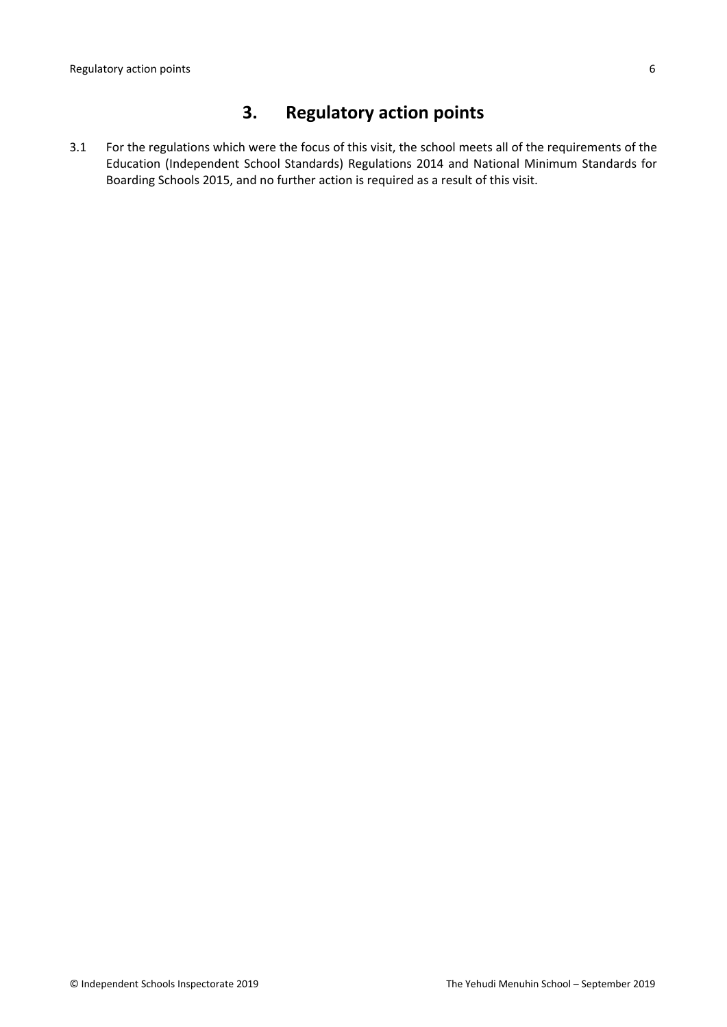## 3. Regulatory action points

3.1 For the regulations which were the focus of this visit, the school meets all of the requirements of the Education (Independent School Standards) Regulations 2014 and National Minimum Standards for Boarding Schools 2015, and no further action is required as a result of this visit.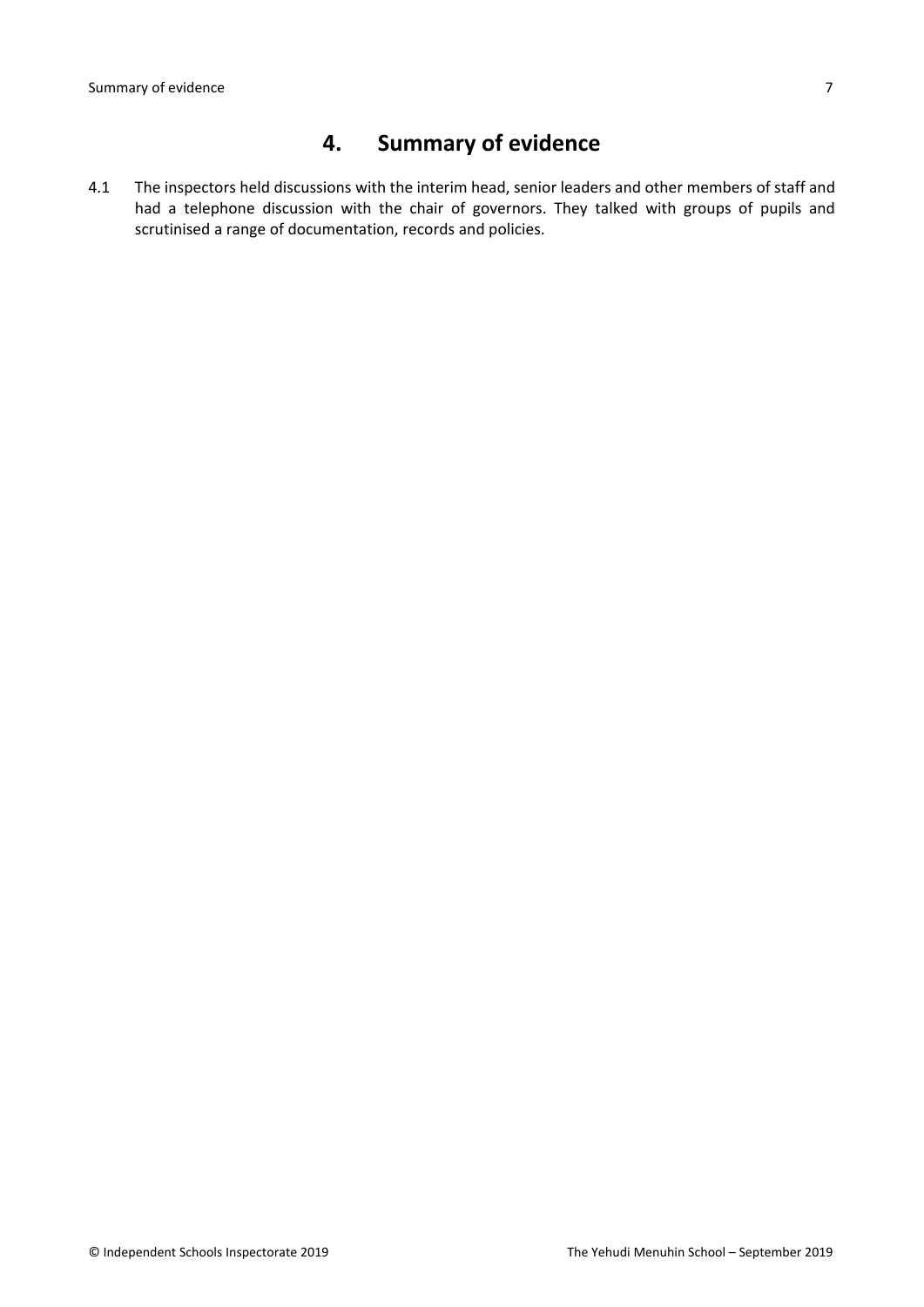# 4. Summary of evidence

4.1 The inspectors held discussions with the interim head, senior leaders and other members of staff and had a telephone discussion with the chair of governors. They talked with groups of pupils and scrutinised a range of documentation, records and policies.